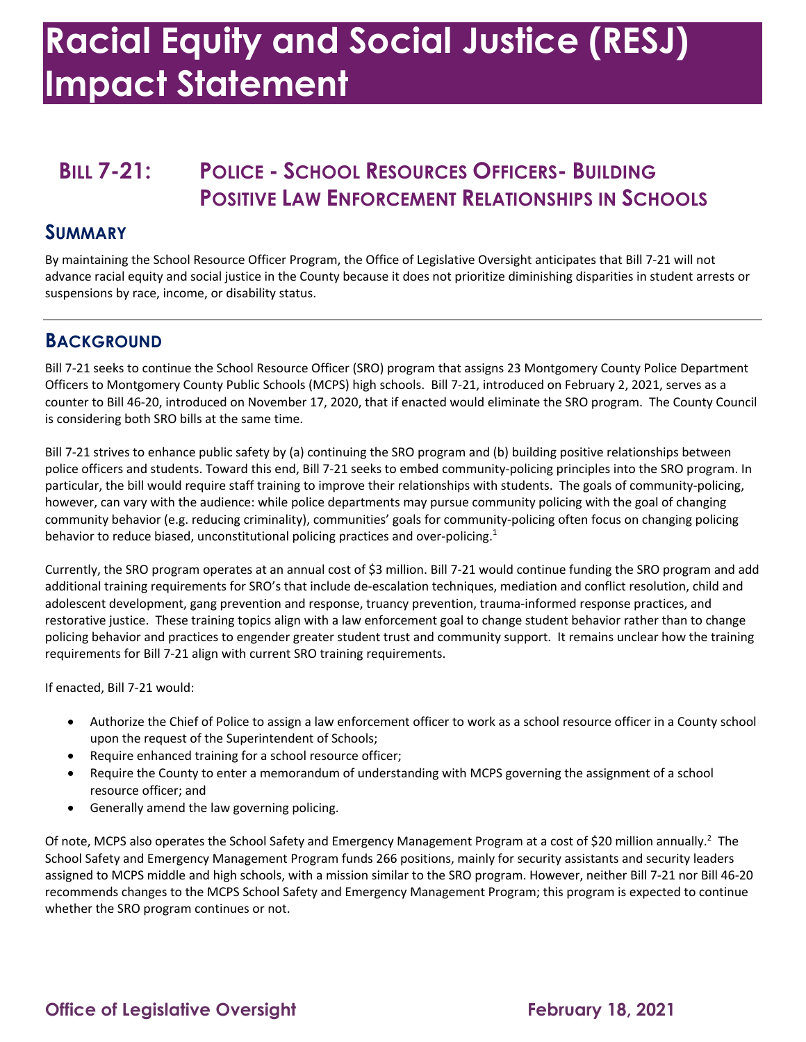# Racial Equity and Social Justice (RESJ) Impact Statement

## Bill 7-21: Police - School Resources Officers- Building Positive Law Enforcement Relationships in Schools

### Summary

By maintaining the School Resource Officer Program, the Office of Legislative Oversight anticipates that Bill 7-21 will not advance racial equity and social justice in the County because it does not prioritize diminishing disparities in student arrests or suspensions by race, income, or disability status.

### Background

Bill 7-21 seeks to continue the School Resource Officer (SRO) program that assigns 23 Montgomery County Police Department Officers to Montgomery County Public Schools (MCPS) high schools. Bill 7-21, introduced on February 2, 2021, serves as a counter to Bill 46-20, introduced on November 17, 2020, that if enacted would eliminate the SRO program. The County Council is considering both SRO bills at the same time.

Bill 7-21 strives to enhance public safety by (a) continuing the SRO program and (b) building positive relationships between police officers and students. Toward this end, Bill 7-21 seeks to embed community-policing principles into the SRO program. In particular, the bill would require staff training to improve their relationships with students. The goals of community-policing, however, can vary with the audience: while police departments may pursue community policing with the goal of changing community behavior (e.g. reducing criminality), communities' goals for community-policing often focus on changing policing behavior to reduce biased, unconstitutional policing practices and over-policing.[1]

Currently, the SRO program operates at an annual cost of $3 million. Bill 7-21 would continue funding the SRO program and add additional training requirements for SRO's that include de-escalation techniques, mediation and conflict resolution, child and adolescent development, gang prevention and response, truancy prevention, trauma-informed response practices, and restorative justice. These training topics align with a law enforcement goal to change student behavior rather than to change policing behavior and practices to engender greater student trust and community support. It remains unclear how the training requirements for Bill 7-21 align with current SRO training requirements.

If enacted, Bill 7-21 would:

- Authorize the Chief of Police to assign a law enforcement officer to work as a school resource officer in a County school upon the request of the Superintendent of Schools;
- Require enhanced training for a school resource officer;
- Require the County to enter a memorandum of understanding with MCPS governing the assignment of a school resource officer; and
- Generally amend the law governing policing.

Of note, MCPS also operates the School Safety and Emergency Management Program at a cost of $20 million annually.[2] The School Safety and Emergency Management Program funds 266 positions, mainly for security assistants and security leaders assigned to MCPS middle and high schools, with a mission similar to the SRO program. However, neither Bill 7-21 nor Bill 46-20 recommends changes to the MCPS School Safety and Emergency Management Program; this program is expected to continue whether the SRO program continues or not.

**Office of Legislative Oversight** **February 18, 2021**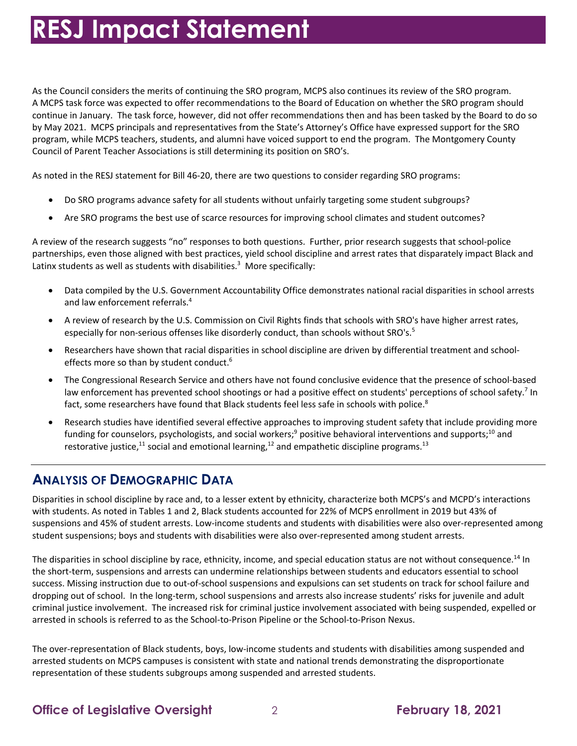# RESJ Impact Statement

As the Council considers the merits of continuing the SRO program, MCPS also continues its review of the SRO program. A MCPS task force was expected to offer recommendations to the Board of Education on whether the SRO program should continue in January. The task force, however, did not offer recommendations then and has been tasked by the Board to do so by May 2021. MCPS principals and representatives from the State's Attorney's Office have expressed support for the SRO program, while MCPS teachers, students, and alumni have voiced support to end the program. The Montgomery County Council of Parent Teacher Associations is still determining its position on SRO's.

As noted in the RESJ statement for Bill 46-20, there are two questions to consider regarding SRO programs:

- Do SRO programs advance safety for all students without unfairly targeting some student subgroups?
- Are SRO programs the best use of scarce resources for improving school climates and student outcomes?

A review of the research suggests "no" responses to both questions. Further, prior research suggests that school-police partnerships, even those aligned with best practices, yield school discipline and arrest rates that disparately impact Black and Latinx students as well as students with disabilities.[3] More specifically:

- Data compiled by the U.S. Government Accountability Office demonstrates national racial disparities in school arrests and law enforcement referrals.[4]
- A review of research by the U.S. Commission on Civil Rights finds that schools with SRO's have higher arrest rates, especially for non-serious offenses like disorderly conduct, than schools without SRO's.[5]
- Researchers have shown that racial disparities in school discipline are driven by differential treatment and school-effects more so than by student conduct.[6]
- The Congressional Research Service and others have not found conclusive evidence that the presence of school-based law enforcement has prevented school shootings or had a positive effect on students' perceptions of school safety.[7] In fact, some researchers have found that Black students feel less safe in schools with police.[8]
- Research studies have identified several effective approaches to improving student safety that include providing more funding for counselors, psychologists, and social workers;[9] positive behavioral interventions and supports;[10] and restorative justice,[11] social and emotional learning,[12] and empathetic discipline programs.[13]

## Analysis of Demographic Data

Disparities in school discipline by race and, to a lesser extent by ethnicity, characterize both MCPS's and MCPD's interactions with students. As noted in Tables 1 and 2, Black students accounted for 22% of MCPS enrollment in 2019 but 43% of suspensions and 45% of student arrests. Low-income students and students with disabilities were also over-represented among student suspensions; boys and students with disabilities were also over-represented among student arrests.

The disparities in school discipline by race, ethnicity, income, and special education status are not without consequence.[14] In the short-term, suspensions and arrests can undermine relationships between students and educators essential to school success. Missing instruction due to out-of-school suspensions and expulsions can set students on track for school failure and dropping out of school. In the long-term, school suspensions and arrests also increase students' risks for juvenile and adult criminal justice involvement. The increased risk for criminal justice involvement associated with being suspended, expelled or arrested in schools is referred to as the School-to-Prison Pipeline or the School-to-Prison Nexus.

The over-representation of Black students, boys, low-income students and students with disabilities among suspended and arrested students on MCPS campuses is consistent with state and national trends demonstrating the disproportionate representation of these students subgroups among suspended and arrested students.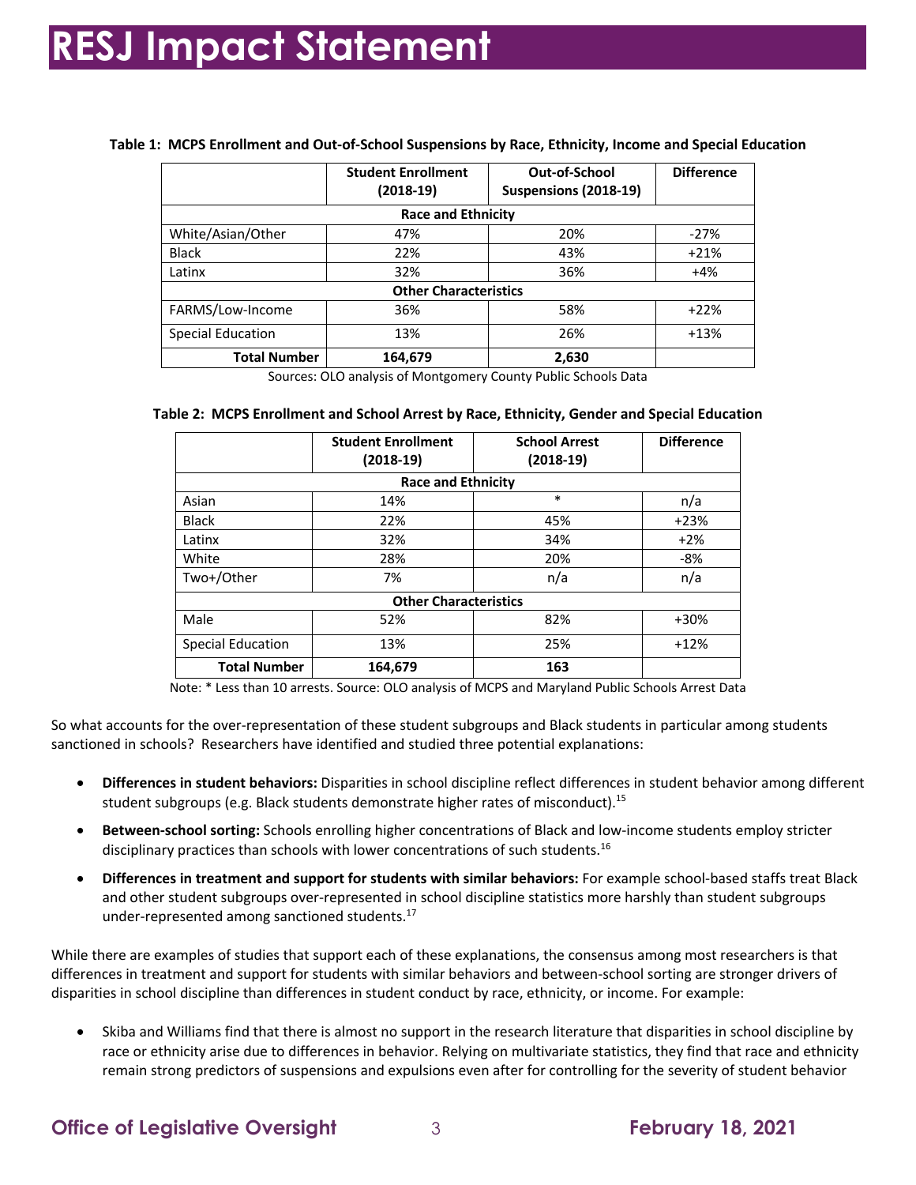**Table 1: MCPS Enrollment and Out-of-School Suspensions by Race, Ethnicity, Income and Special Education**

| | Student Enrollment (2018-19) | Out-of-School Suspensions (2018-19) | Difference |
|---|---|---|---|
| **Race and Ethnicity** | | | |
| White/Asian/Other | 47% | 20% | -27% |
| Black | 22% | 43% | +21% |
| Latinx | 32% | 36% | +4% |
| **Other Characteristics** | | | |
| FARMS/Low-Income | 36% | 58% | +22% |
| Special Education | 13% | 26% | +13% |
| **Total Number** | **164,679** | **2,630** | |

Sources: OLO analysis of Montgomery County Public Schools Data

**Table 2: MCPS Enrollment and School Arrest by Race, Ethnicity, Gender and Special Education**

| | Student Enrollment (2018-19) | School Arrest (2018-19) | Difference |
|---|---|---|---|
| **Race and Ethnicity** | | | |
| Asian | 14% | * | n/a |
| Black | 22% | 45% | +23% |
| Latinx | 32% | 34% | +2% |
| White | 28% | 20% | -8% |
| Two+/Other | 7% | n/a | n/a |
| **Other Characteristics** | | | |
| Male | 52% | 82% | +30% |
| Special Education | 13% | 25% | +12% |
| **Total Number** | **164,679** | **163** | |

Note: * Less than 10 arrests. Source: OLO analysis of MCPS and Maryland Public Schools Arrest Data

So what accounts for the over-representation of these student subgroups and Black students in particular among students sanctioned in schools? Researchers have identified and studied three potential explanations:

- **Differences in student behaviors:** Disparities in school discipline reflect differences in student behavior among different student subgroups (e.g. Black students demonstrate higher rates of misconduct).[15]
- **Between-school sorting:** Schools enrolling higher concentrations of Black and low-income students employ stricter disciplinary practices than schools with lower concentrations of such students.[16]
- **Differences in treatment and support for students with similar behaviors:** For example school-based staffs treat Black and other student subgroups over-represented in school discipline statistics more harshly than student subgroups under-represented among sanctioned students.[17]

While there are examples of studies that support each of these explanations, the consensus among most researchers is that differences in treatment and support for students with similar behaviors and between-school sorting are stronger drivers of disparities in school discipline than differences in student conduct by race, ethnicity, or income. For example:

- Skiba and Williams find that there is almost no support in the research literature that disparities in school discipline by race or ethnicity arise due to differences in behavior. Relying on multivariate statistics, they find that race and ethnicity remain strong predictors of suspensions and expulsions even after for controlling for the severity of student behavior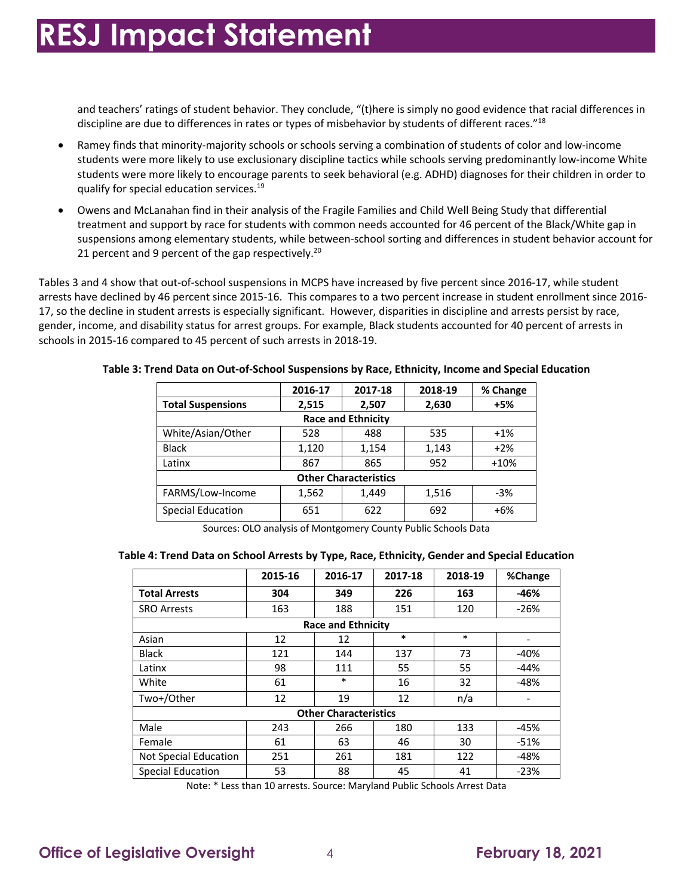and teachers' ratings of student behavior. They conclude, "(t)here is simply no good evidence that racial differences in discipline are due to differences in rates or types of misbehavior by students of different races."[18]

- Ramey finds that minority-majority schools or schools serving a combination of students of color and low-income students were more likely to use exclusionary discipline tactics while schools serving predominantly low-income White students were more likely to encourage parents to seek behavioral (e.g. ADHD) diagnoses for their children in order to qualify for special education services.[19]

- Owens and McLanahan find in their analysis of the Fragile Families and Child Well Being Study that differential treatment and support by race for students with common needs accounted for 46 percent of the Black/White gap in suspensions among elementary students, while between-school sorting and differences in student behavior account for 21 percent and 9 percent of the gap respectively.[20]

Tables 3 and 4 show that out-of-school suspensions in MCPS have increased by five percent since 2016-17, while student arrests have declined by 46 percent since 2015-16. This compares to a two percent increase in student enrollment since 2016-17, so the decline in student arrests is especially significant. However, disparities in discipline and arrests persist by race, gender, income, and disability status for arrest groups. For example, Black students accounted for 40 percent of arrests in schools in 2015-16 compared to 45 percent of such arrests in 2018-19.

**Table 3: Trend Data on Out-of-School Suspensions by Race, Ethnicity, Income and Special Education**

| | 2016-17 | 2017-18 | 2018-19 | % Change |
|---|---|---|---|---|
| **Total Suspensions** | **2,515** | **2,507** | **2,630** | **+5%** |
| **Race and Ethnicity** | | | | |
| White/Asian/Other | 528 | 488 | 535 | +1% |
| Black | 1,120 | 1,154 | 1,143 | +2% |
| Latinx | 867 | 865 | 952 | +10% |
| **Other Characteristics** | | | | |
| FARMS/Low-Income | 1,562 | 1,449 | 1,516 | -3% |
| Special Education | 651 | 622 | 692 | +6% |

Sources: OLO analysis of Montgomery County Public Schools Data

**Table 4: Trend Data on School Arrests by Type, Race, Ethnicity, Gender and Special Education**

| | 2015-16 | 2016-17 | 2017-18 | 2018-19 | %Change |
|---|---|---|---|---|---|
| **Total Arrests** | **304** | **349** | **226** | **163** | **-46%** |
| SRO Arrests | 163 | 188 | 151 | 120 | -26% |
| **Race and Ethnicity** | | | | | |
| Asian | 12 | 12 | * | * | - |
| Black | 121 | 144 | 137 | 73 | -40% |
| Latinx | 98 | 111 | 55 | 55 | -44% |
| White | 61 | * | 16 | 32 | -48% |
| Two+/Other | 12 | 19 | 12 | n/a | - |
| **Other Characteristics** | | | | | |
| Male | 243 | 266 | 180 | 133 | -45% |
| Female | 61 | 63 | 46 | 30 | -51% |
| Not Special Education | 251 | 261 | 181 | 122 | -48% |
| Special Education | 53 | 88 | 45 | 41 | -23% |

Note: * Less than 10 arrests. Source: Maryland Public Schools Arrest Data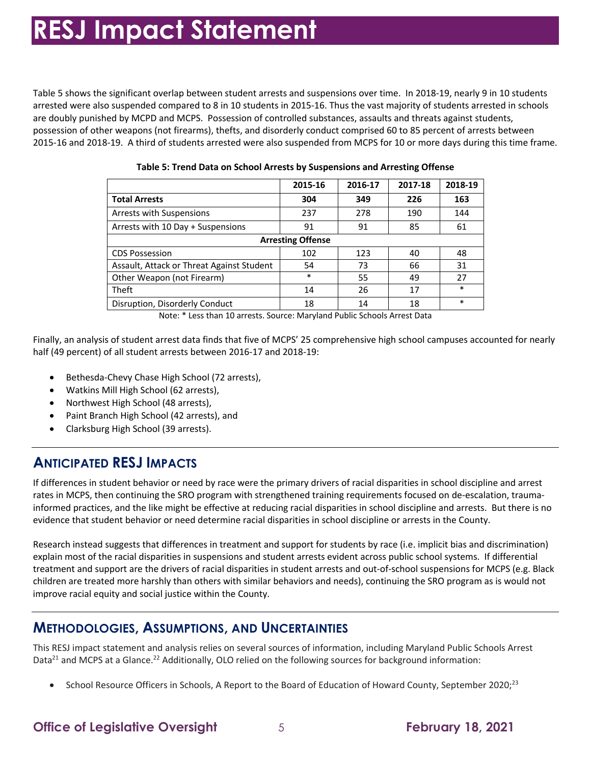# RESJ Impact Statement

Table 5 shows the significant overlap between student arrests and suspensions over time. In 2018-19, nearly 9 in 10 students arrested were also suspended compared to 8 in 10 students in 2015-16. Thus the vast majority of students arrested in schools are doubly punished by MCPD and MCPS. Possession of controlled substances, assaults and threats against students, possession of other weapons (not firearms), thefts, and disorderly conduct comprised 60 to 85 percent of arrests between 2015-16 and 2018-19. A third of students arrested were also suspended from MCPS for 10 or more days during this time frame.

**Table 5: Trend Data on School Arrests by Suspensions and Arresting Offense**

| | 2015-16 | 2016-17 | 2017-18 | 2018-19 |
|---|---|---|---|---|
| **Total Arrests** | **304** | **349** | **226** | **163** |
| Arrests with Suspensions | 237 | 278 | 190 | 144 |
| Arrests with 10 Day + Suspensions | 91 | 91 | 85 | 61 |
| **Arresting Offense** | | | | |
| CDS Possession | 102 | 123 | 40 | 48 |
| Assault, Attack or Threat Against Student | 54 | 73 | 66 | 31 |
| Other Weapon (not Firearm) | * | 55 | 49 | 27 |
| Theft | 14 | 26 | 17 | * |
| Disruption, Disorderly Conduct | 18 | 14 | 18 | * |

Note: * Less than 10 arrests. Source: Maryland Public Schools Arrest Data

Finally, an analysis of student arrest data finds that five of MCPS' 25 comprehensive high school campuses accounted for nearly half (49 percent) of all student arrests between 2016-17 and 2018-19:

- Bethesda-Chevy Chase High School (72 arrests),
- Watkins Mill High School (62 arrests),
- Northwest High School (48 arrests),
- Paint Branch High School (42 arrests), and
- Clarksburg High School (39 arrests).

## Anticipated RESJ Impacts

If differences in student behavior or need by race were the primary drivers of racial disparities in school discipline and arrest rates in MCPS, then continuing the SRO program with strengthened training requirements focused on de-escalation, trauma-informed practices, and the like might be effective at reducing racial disparities in school discipline and arrests. But there is no evidence that student behavior or need determine racial disparities in school discipline or arrests in the County.

Research instead suggests that differences in treatment and support for students by race (i.e. implicit bias and discrimination) explain most of the racial disparities in suspensions and student arrests evident across public school systems. If differential treatment and support are the drivers of racial disparities in student arrests and out-of-school suspensions for MCPS (e.g. Black children are treated more harshly than others with similar behaviors and needs), continuing the SRO program as is would not improve racial equity and social justice within the County.

## Methodologies, Assumptions, and Uncertainties

This RESJ impact statement and analysis relies on several sources of information, including Maryland Public Schools Arrest Data[21] and MCPS at a Glance.[22] Additionally, OLO relied on the following sources for background information:

- School Resource Officers in Schools, A Report to the Board of Education of Howard County, September 2020;[23]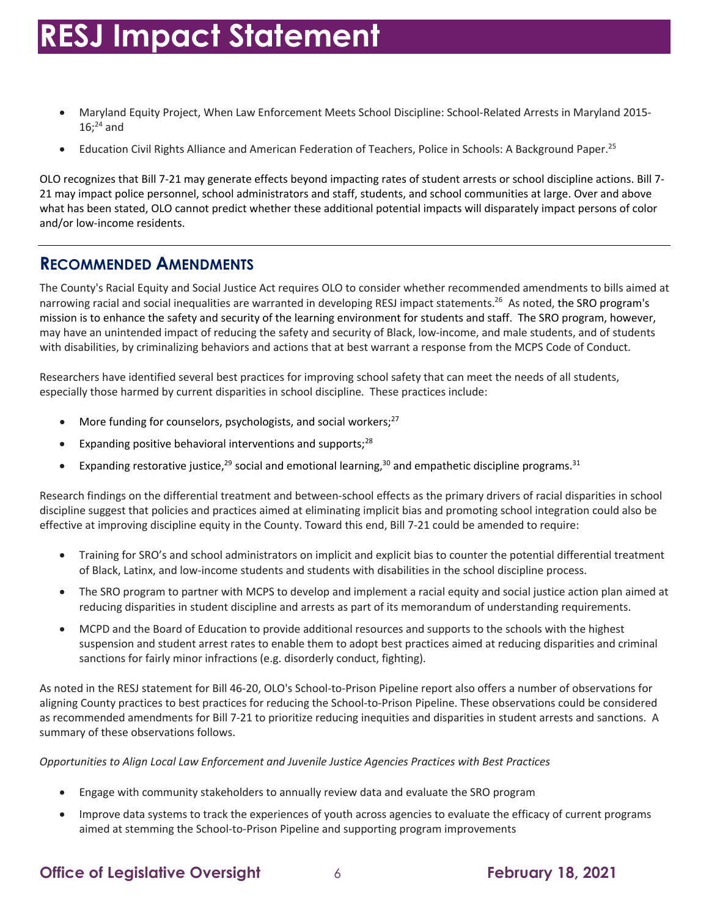- Maryland Equity Project, When Law Enforcement Meets School Discipline: School-Related Arrests in Maryland 2015-16;[24] and
- Education Civil Rights Alliance and American Federation of Teachers, Police in Schools: A Background Paper.[25]

OLO recognizes that Bill 7-21 may generate effects beyond impacting rates of student arrests or school discipline actions. Bill 7-21 may impact police personnel, school administrators and staff, students, and school communities at large. Over and above what has been stated, OLO cannot predict whether these additional potential impacts will disparately impact persons of color and/or low-income residents.

## RECOMMENDED AMENDMENTS

The County's Racial Equity and Social Justice Act requires OLO to consider whether recommended amendments to bills aimed at narrowing racial and social inequalities are warranted in developing RESJ impact statements.[26] As noted, the SRO program's mission is to enhance the safety and security of the learning environment for students and staff. The SRO program, however, may have an unintended impact of reducing the safety and security of Black, low-income, and male students, and of students with disabilities, by criminalizing behaviors and actions that at best warrant a response from the MCPS Code of Conduct.

Researchers have identified several best practices for improving school safety that can meet the needs of all students, especially those harmed by current disparities in school discipline. These practices include:

- More funding for counselors, psychologists, and social workers;[27]
- Expanding positive behavioral interventions and supports;[28]
- Expanding restorative justice,[29] social and emotional learning,[30] and empathetic discipline programs.[31]

Research findings on the differential treatment and between-school effects as the primary drivers of racial disparities in school discipline suggest that policies and practices aimed at eliminating implicit bias and promoting school integration could also be effective at improving discipline equity in the County. Toward this end, Bill 7-21 could be amended to require:

- Training for SRO's and school administrators on implicit and explicit bias to counter the potential differential treatment of Black, Latinx, and low-income students and students with disabilities in the school discipline process.
- The SRO program to partner with MCPS to develop and implement a racial equity and social justice action plan aimed at reducing disparities in student discipline and arrests as part of its memorandum of understanding requirements.
- MCPD and the Board of Education to provide additional resources and supports to the schools with the highest suspension and student arrest rates to enable them to adopt best practices aimed at reducing disparities and criminal sanctions for fairly minor infractions (e.g. disorderly conduct, fighting).

As noted in the RESJ statement for Bill 46-20, OLO's School-to-Prison Pipeline report also offers a number of observations for aligning County practices to best practices for reducing the School-to-Prison Pipeline. These observations could be considered as recommended amendments for Bill 7-21 to prioritize reducing inequities and disparities in student arrests and sanctions. A summary of these observations follows.

*Opportunities to Align Local Law Enforcement and Juvenile Justice Agencies Practices with Best Practices*

- Engage with community stakeholders to annually review data and evaluate the SRO program
- Improve data systems to track the experiences of youth across agencies to evaluate the efficacy of current programs aimed at stemming the School-to-Prison Pipeline and supporting program improvements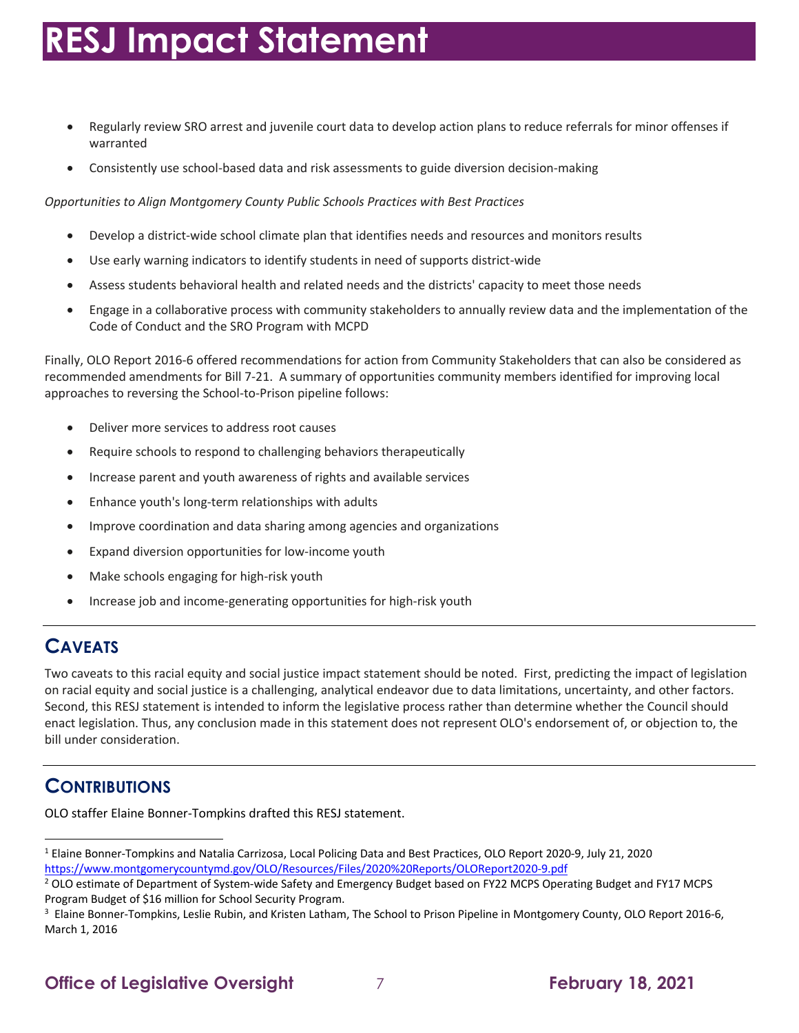- Regularly review SRO arrest and juvenile court data to develop action plans to reduce referrals for minor offenses if warranted
- Consistently use school-based data and risk assessments to guide diversion decision-making

*Opportunities to Align Montgomery County Public Schools Practices with Best Practices*

- Develop a district-wide school climate plan that identifies needs and resources and monitors results
- Use early warning indicators to identify students in need of supports district-wide
- Assess students behavioral health and related needs and the districts' capacity to meet those needs
- Engage in a collaborative process with community stakeholders to annually review data and the implementation of the Code of Conduct and the SRO Program with MCPD

Finally, OLO Report 2016-6 offered recommendations for action from Community Stakeholders that can also be considered as recommended amendments for Bill 7-21. A summary of opportunities community members identified for improving local approaches to reversing the School-to-Prison pipeline follows:

- Deliver more services to address root causes
- Require schools to respond to challenging behaviors therapeutically
- Increase parent and youth awareness of rights and available services
- Enhance youth's long-term relationships with adults
- Improve coordination and data sharing among agencies and organizations
- Expand diversion opportunities for low-income youth
- Make schools engaging for high-risk youth
- Increase job and income-generating opportunities for high-risk youth

## CAVEATS

Two caveats to this racial equity and social justice impact statement should be noted. First, predicting the impact of legislation on racial equity and social justice is a challenging, analytical endeavor due to data limitations, uncertainty, and other factors. Second, this RESJ statement is intended to inform the legislative process rather than determine whether the Council should enact legislation. Thus, any conclusion made in this statement does not represent OLO's endorsement of, or objection to, the bill under consideration.

## CONTRIBUTIONS

OLO staffer Elaine Bonner-Tompkins drafted this RESJ statement.

---

[1] Elaine Bonner-Tompkins and Natalia Carrizosa, Local Policing Data and Best Practices, OLO Report 2020-9, July 21, 2020 https://www.montgomerycountymd.gov/OLO/Resources/Files/2020%20Reports/OLOReport2020-9.pdf

[2] OLO estimate of Department of System-wide Safety and Emergency Budget based on FY22 MCPS Operating Budget and FY17 MCPS Program Budget of $16 million for School Security Program.

[3] Elaine Bonner-Tompkins, Leslie Rubin, and Kristen Latham, The School to Prison Pipeline in Montgomery County, OLO Report 2016-6, March 1, 2016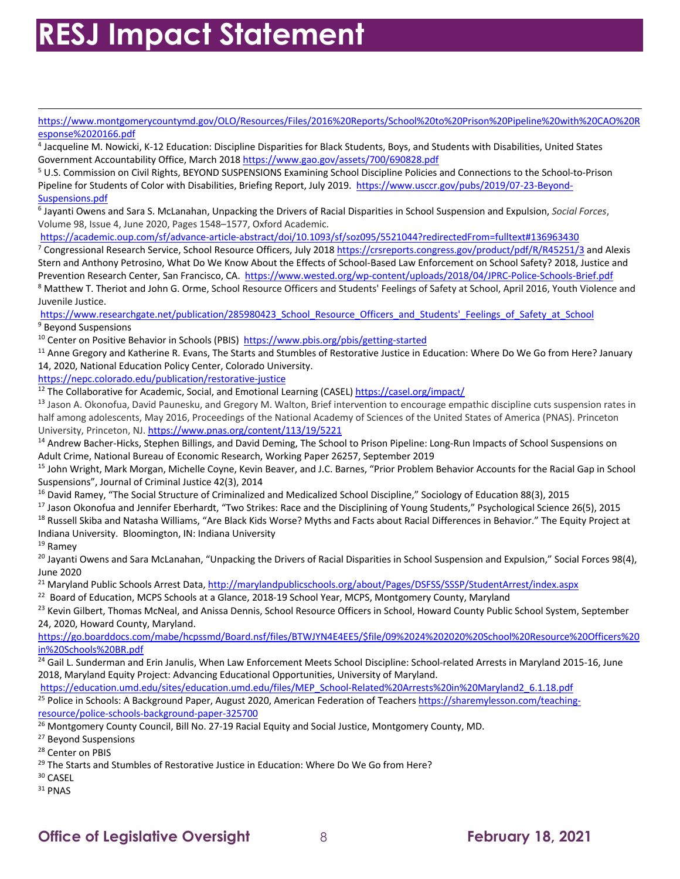https://www.montgomerycountymd.gov/OLO/Resources/Files/2016%20Reports/School%20to%20Prison%20Pipeline%20with%20CAO%20Response%2020166.pdf

[4] Jacqueline M. Nowicki, K-12 Education: Discipline Disparities for Black Students, Boys, and Students with Disabilities, United States Government Accountability Office, March 2018 https://www.gao.gov/assets/700/690828.pdf

[5] U.S. Commission on Civil Rights, BEYOND SUSPENSIONS Examining School Discipline Policies and Connections to the School-to-Prison Pipeline for Students of Color with Disabilities, Briefing Report, July 2019. https://www.usccr.gov/pubs/2019/07-23-Beyond-Suspensions.pdf

[6] Jayanti Owens and Sara S. McLanahan, Unpacking the Drivers of Racial Disparities in School Suspension and Expulsion, *Social Forces*, Volume 98, Issue 4, June 2020, Pages 1548–1577, Oxford Academic. https://academic.oup.com/sf/advance-article-abstract/doi/10.1093/sf/soz095/5521044?redirectedFrom=fulltext#136963430

[7] Congressional Research Service, School Resource Officers, July 2018 https://crsreports.congress.gov/product/pdf/R/R45251/3 and Alexis Stern and Anthony Petrosino, What Do We Know About the Effects of School-Based Law Enforcement on School Safety? 2018, Justice and Prevention Research Center, San Francisco, CA. https://www.wested.org/wp-content/uploads/2018/04/JPRC-Police-Schools-Brief.pdf

[8] Matthew T. Theriot and John G. Orme, School Resource Officers and Students' Feelings of Safety at School, April 2016, Youth Violence and Juvenile Justice. https://www.researchgate.net/publication/285980423_School_Resource_Officers_and_Students'_Feelings_of_Safety_at_School

[9] Beyond Suspensions

[10] Center on Positive Behavior in Schools (PBIS) https://www.pbis.org/pbis/getting-started

[11] Anne Gregory and Katherine R. Evans, The Starts and Stumbles of Restorative Justice in Education: Where Do We Go from Here? January 14, 2020, National Education Policy Center, Colorado University. https://nepc.colorado.edu/publication/restorative-justice

[12] The Collaborative for Academic, Social, and Emotional Learning (CASEL) https://casel.org/impact/

[13] Jason A. Okonofua, David Paunesku, and Gregory M. Walton, Brief intervention to encourage empathic discipline cuts suspension rates in half among adolescents, May 2016, Proceedings of the National Academy of Sciences of the United States of America (PNAS). Princeton University, Princeton, NJ. https://www.pnas.org/content/113/19/5221

[14] Andrew Bacher-Hicks, Stephen Billings, and David Deming, The School to Prison Pipeline: Long-Run Impacts of School Suspensions on Adult Crime, National Bureau of Economic Research, Working Paper 26257, September 2019

[15] John Wright, Mark Morgan, Michelle Coyne, Kevin Beaver, and J.C. Barnes, "Prior Problem Behavior Accounts for the Racial Gap in School Suspensions", Journal of Criminal Justice 42(3), 2014

[16] David Ramey, "The Social Structure of Criminalized and Medicalized School Discipline," Sociology of Education 88(3), 2015

[17] Jason Okonofua and Jennifer Eberhardt, "Two Strikes: Race and the Disciplining of Young Students," Psychological Science 26(5), 2015

[18] Russell Skiba and Natasha Williams, "Are Black Kids Worse? Myths and Facts about Racial Differences in Behavior." The Equity Project at Indiana University. Bloomington, IN: Indiana University

[19] Ramey

[20] Jayanti Owens and Sara McLanahan, "Unpacking the Drivers of Racial Disparities in School Suspension and Expulsion," Social Forces 98(4), June 2020

[21] Maryland Public Schools Arrest Data, http://marylandpublicschools.org/about/Pages/DSFSS/SSSP/StudentArrest/index.aspx

[22] Board of Education, MCPS Schools at a Glance, 2018-19 School Year, MCPS, Montgomery County, Maryland

[23] Kevin Gilbert, Thomas McNeal, and Anissa Dennis, School Resource Officers in School, Howard County Public School System, September 24, 2020, Howard County, Maryland. https://go.boarddocs.com/mabe/hcpssmd/Board.nsf/files/BTWJYN4E4EE5/$file/09%2024%202020%20School%20Resource%20Officers%20in%20Schools%20BR.pdf

[24] Gail L. Sunderman and Erin Janulis, When Law Enforcement Meets School Discipline: School-related Arrests in Maryland 2015-16, June 2018, Maryland Equity Project: Advancing Educational Opportunities, University of Maryland. https://education.umd.edu/sites/education.umd.edu/files/MEP_School-Related%20Arrests%20in%20Maryland2_6.1.18.pdf

[25] Police in Schools: A Background Paper, August 2020, American Federation of Teachers https://sharemylesson.com/teaching-resource/police-schools-background-paper-325700

[26] Montgomery County Council, Bill No. 27-19 Racial Equity and Social Justice, Montgomery County, MD.

[27] Beyond Suspensions

[28] Center on PBIS

[29] The Starts and Stumbles of Restorative Justice in Education: Where Do We Go from Here?

[30] CASEL

[31] PNAS